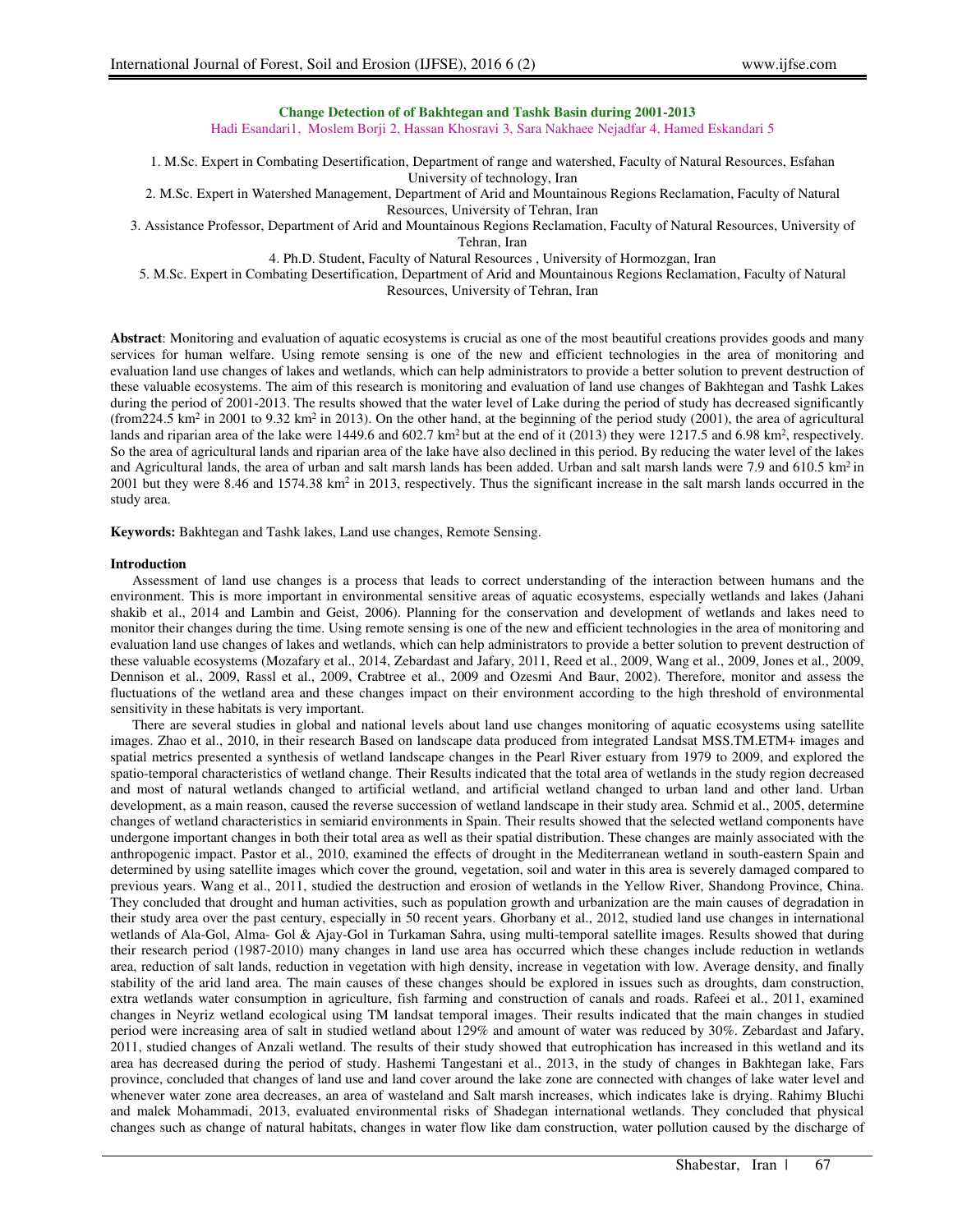# Change Detection of of Bakhtegan and Tashk Basin during 2001-2013

Hadi Esandari1, Moslem Borji 2, Hassan Khosravi 3, Sara Nakhaee Nejadfar 4, Hamed Eskandari 5

1. M.Sc. Expert in Combating Desertification, Department of range and watershed, Faculty of Natural Resources, Esfahan University of technology, Iran
2. M.Sc. Expert in Watershed Management, Department of Arid and Mountainous Regions Reclamation, Faculty of Natural Resources, University of Tehran, Iran
3. Assistance Professor, Department of Arid and Mountainous Regions Reclamation, Faculty of Natural Resources, University of Tehran, Iran
4. Ph.D. Student, Faculty of Natural Resources , University of Hormozgan, Iran
5. M.Sc. Expert in Combating Desertification, Department of Arid and Mountainous Regions Reclamation, Faculty of Natural Resources, University of Tehran, Iran

**Abstract**: Monitoring and evaluation of aquatic ecosystems is crucial as one of the most beautiful creations provides goods and many services for human welfare. Using remote sensing is one of the new and efficient technologies in the area of monitoring and evaluation land use changes of lakes and wetlands, which can help administrators to provide a better solution to prevent destruction of these valuable ecosystems. The aim of this research is monitoring and evaluation of land use changes of Bakhtegan and Tashk Lakes during the period of 2001-2013. The results showed that the water level of Lake during the period of study has decreased significantly (from224.5 km$^2$ in 2001 to 9.32 km$^2$ in 2013). On the other hand, at the beginning of the period study (2001), the area of agricultural lands and riparian area of the lake were 1449.6 and 602.7 km$^2$ but at the end of it (2013) they were 1217.5 and 6.98 km$^2$, respectively. So the area of agricultural lands and riparian area of the lake have also declined in this period. By reducing the water level of the lakes and Agricultural lands, the area of urban and salt marsh lands has been added. Urban and salt marsh lands were 7.9 and 610.5 km$^2$ in 2001 but they were 8.46 and 1574.38 km$^2$ in 2013, respectively. Thus the significant increase in the salt marsh lands occurred in the study area.

**Keywords:** Bakhtegan and Tashk lakes, Land use changes, Remote Sensing.

## Introduction

Assessment of land use changes is a process that leads to correct understanding of the interaction between humans and the environment. This is more important in environmental sensitive areas of aquatic ecosystems, especially wetlands and lakes (Jahani shakib et al., 2014 and Lambin and Geist, 2006). Planning for the conservation and development of wetlands and lakes need to monitor their changes during the time. Using remote sensing is one of the new and efficient technologies in the area of monitoring and evaluation land use changes of lakes and wetlands, which can help administrators to provide a better solution to prevent destruction of these valuable ecosystems (Mozafary et al., 2014, Zebardast and Jafary, 2011, Reed et al., 2009, Wang et al., 2009, Jones et al., 2009, Dennison et al., 2009, Rassl et al., 2009, Crabtree et al., 2009 and Ozesmi And Baur, 2002). Therefore, monitor and assess the fluctuations of the wetland area and these changes impact on their environment according to the high threshold of environmental sensitivity in these habitats is very important.

There are several studies in global and national levels about land use changes monitoring of aquatic ecosystems using satellite images. Zhao et al., 2010, in their research Based on landscape data produced from integrated Landsat MSS.TM.ETM+ images and spatial metrics presented a synthesis of wetland landscape changes in the Pearl River estuary from 1979 to 2009, and explored the spatio-temporal characteristics of wetland change. Their Results indicated that the total area of wetlands in the study region decreased and most of natural wetlands changed to artificial wetland, and artificial wetland changed to urban land and other land. Urban development, as a main reason, caused the reverse succession of wetland landscape in their study area. Schmid et al., 2005, determine changes of wetland characteristics in semiarid environments in Spain. Their results showed that the selected wetland components have undergone important changes in both their total area as well as their spatial distribution. These changes are mainly associated with the anthropogenic impact. Pastor et al., 2010, examined the effects of drought in the Mediterranean wetland in south-eastern Spain and determined by using satellite images which cover the ground, vegetation, soil and water in this area is severely damaged compared to previous years. Wang et al., 2011, studied the destruction and erosion of wetlands in the Yellow River, Shandong Province, China. They concluded that drought and human activities, such as population growth and urbanization are the main causes of degradation in their study area over the past century, especially in 50 recent years. Ghorbany et al., 2012, studied land use changes in international wetlands of Ala-Gol, Alma- Gol & Ajay-Gol in Turkaman Sahra, using multi-temporal satellite images. Results showed that during their research period (1987-2010) many changes in land use area has occurred which these changes include reduction in wetlands area, reduction of salt lands, reduction in vegetation with high density, increase in vegetation with low. Average density, and finally stability of the arid land area. The main causes of these changes should be explored in issues such as droughts, dam construction, extra wetlands water consumption in agriculture, fish farming and construction of canals and roads. Rafeei et al., 2011, examined changes in Neyriz wetland ecological using TM landsat temporal images. Their results indicated that the main changes in studied period were increasing area of salt in studied wetland about 129% and amount of water was reduced by 30%. Zebardast and Jafary, 2011, studied changes of Anzali wetland. The results of their study showed that eutrophication has increased in this wetland and its area has decreased during the period of study. Hashemi Tangestani et al., 2013, in the study of changes in Bakhtegan lake, Fars province, concluded that changes of land use and land cover around the lake zone are connected with changes of lake water level and whenever water zone area decreases, an area of wasteland and Salt marsh increases, which indicates lake is drying. Rahimy Bluchi and malek Mohammadi, 2013, evaluated environmental risks of Shadegan international wetlands. They concluded that physical changes such as change of natural habitats, changes in water flow like dam construction, water pollution caused by the discharge of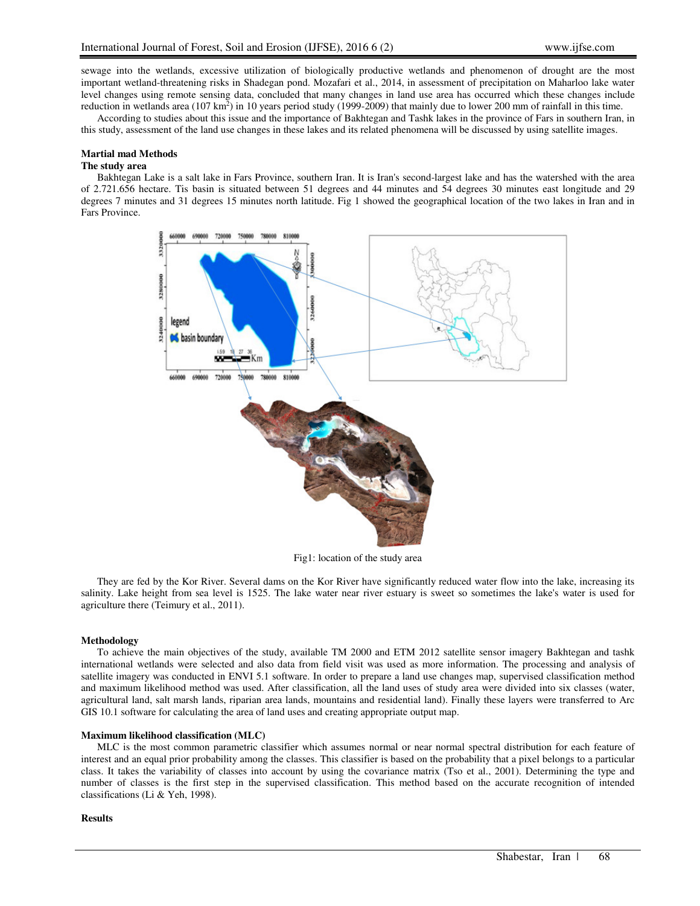sewage into the wetlands, excessive utilization of biologically productive wetlands and phenomenon of drought are the most important wetland-threatening risks in Shadegan pond. Mozafari et al., 2014, in assessment of precipitation on Maharloo lake water level changes using remote sensing data, concluded that many changes in land use area has occurred which these changes include reduction in wetlands area (107 km$^2$) in 10 years period study (1999-2009) that mainly due to lower 200 mm of rainfall in this time.

According to studies about this issue and the importance of Bakhtegan and Tashk lakes in the province of Fars in southern Iran, in this study, assessment of the land use changes in these lakes and its related phenomena will be discussed by using satellite images.

**Martial mad Methods**

**The study area**

Bakhtegan Lake is a salt lake in Fars Province, southern Iran. It is Iran's second-largest lake and has the watershed with the area of 2.721.656 hectare. Tis basin is situated between 51 degrees and 44 minutes and 54 degrees 30 minutes east longitude and 29 degrees 7 minutes and 31 degrees 15 minutes north latitude. Fig 1 showed the geographical location of the two lakes in Iran and in Fars Province.

Fig1: location of the study area

They are fed by the Kor River. Several dams on the Kor River have significantly reduced water flow into the lake, increasing its salinity. Lake height from sea level is 1525. The lake water near river estuary is sweet so sometimes the lake's water is used for agriculture there (Teimury et al., 2011).

**Methodology**

To achieve the main objectives of the study, available TM 2000 and ETM 2012 satellite sensor imagery Bakhtegan and tashk international wetlands were selected and also data from field visit was used as more information. The processing and analysis of satellite imagery was conducted in ENVI 5.1 software. In order to prepare a land use changes map, supervised classification method and maximum likelihood method was used. After classification, all the land uses of study area were divided into six classes (water, agricultural land, salt marsh lands, riparian area lands, mountains and residential land). Finally these layers were transferred to Arc GIS 10.1 software for calculating the area of land uses and creating appropriate output map.

**Maximum likelihood classification (MLC)**

MLC is the most common parametric classifier which assumes normal or near normal spectral distribution for each feature of interest and an equal prior probability among the classes. This classifier is based on the probability that a pixel belongs to a particular class. It takes the variability of classes into account by using the covariance matrix (Tso et al., 2001). Determining the type and number of classes is the first step in the supervised classification. This method based on the accurate recognition of intended classifications (Li & Yeh, 1998).

**Results**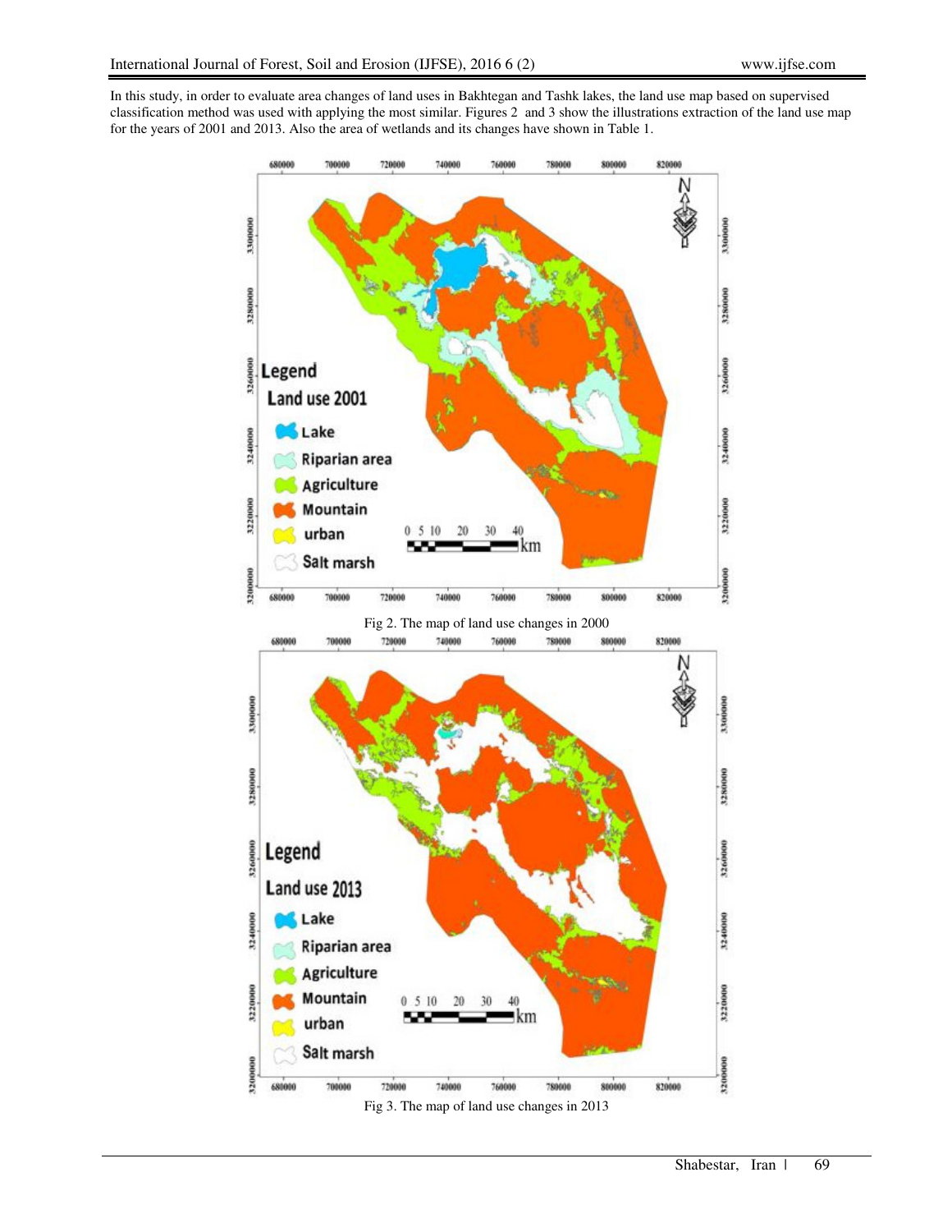In this study, in order to evaluate area changes of land uses in Bakhtegan and Tashk lakes, the land use map based on supervised classification method was used with applying the most similar. Figures 2 and 3 show the illustrations extraction of the land use map for the years of 2001 and 2013. Also the area of wetlands and its changes have shown in Table 1.

Fig 2. The map of land use changes in 2000

Fig 3. The map of land use changes in 2013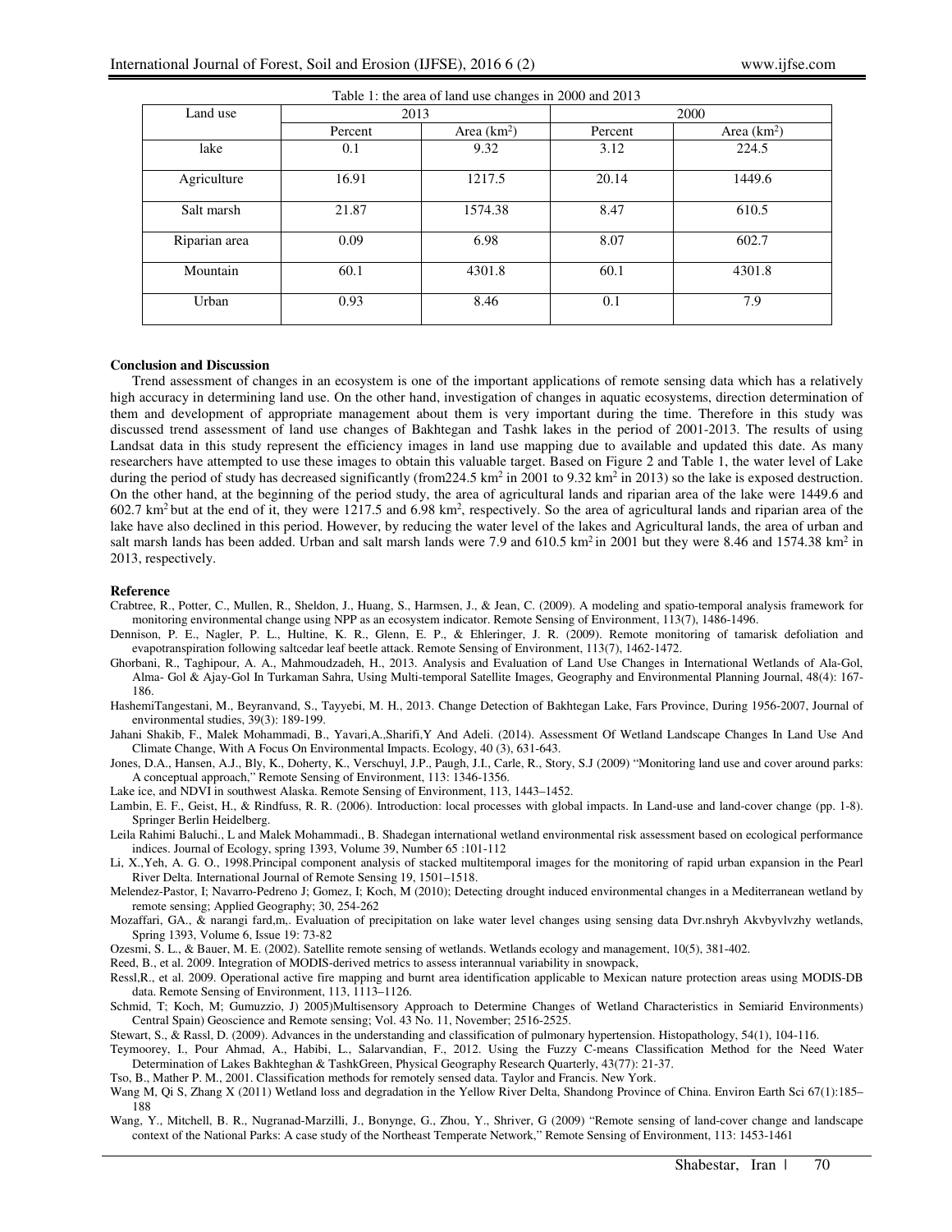Table 1: the area of land use changes in 2000 and 2013

| Land use | 2013 | | 2000 | |
|---|---|---|---|---|
| | Percent | Area ($km^2$) | Percent | Area ($km^2$) |
| lake | 0.1 | 9.32 | 3.12 | 224.5 |
| Agriculture | 16.91 | 1217.5 | 20.14 | 1449.6 |
| Salt marsh | 21.87 | 1574.38 | 8.47 | 610.5 |
| Riparian area | 0.09 | 6.98 | 8.07 | 602.7 |
| Mountain | 60.1 | 4301.8 | 60.1 | 4301.8 |
| Urban | 0.93 | 8.46 | 0.1 | 7.9 |

**Conclusion and Discussion**

Trend assessment of changes in an ecosystem is one of the important applications of remote sensing data which has a relatively high accuracy in determining land use. On the other hand, investigation of changes in aquatic ecosystems, direction determination of them and development of appropriate management about them is very important during the time. Therefore in this study was discussed trend assessment of land use changes of Bakhtegan and Tashk lakes in the period of 2001-2013. The results of using Landsat data in this study represent the efficiency images in land use mapping due to available and updated this date. As many researchers have attempted to use these images to obtain this valuable target. Based on Figure 2 and Table 1, the water level of Lake during the period of study has decreased significantly (from224.5 $km^2$ in 2001 to 9.32 $km^2$ in 2013) so the lake is exposed destruction. On the other hand, at the beginning of the period study, the area of agricultural lands and riparian area of the lake were 1449.6 and 602.7 $km^2$ but at the end of it, they were 1217.5 and 6.98 $km^2$, respectively. So the area of agricultural lands and riparian area of the lake have also declined in this period. However, by reducing the water level of the lakes and Agricultural lands, the area of urban and salt marsh lands has been added. Urban and salt marsh lands were 7.9 and 610.5 $km^2$ in 2001 but they were 8.46 and 1574.38 $km^2$ in 2013, respectively.

**Reference**

Crabtree, R., Potter, C., Mullen, R., Sheldon, J., Huang, S., Harmsen, J., & Jean, C. (2009). A modeling and spatio-temporal analysis framework for monitoring environmental change using NPP as an ecosystem indicator. Remote Sensing of Environment, 113(7), 1486-1496.

Dennison, P. E., Nagler, P. L., Hultine, K. R., Glenn, E. P., & Ehleringer, J. R. (2009). Remote monitoring of tamarisk defoliation and evapotranspiration following saltcedar leaf beetle attack. Remote Sensing of Environment, 113(7), 1462-1472.

Ghorbani, R., Taghipour, A. A., Mahmoudzadeh, H., 2013. Analysis and Evaluation of Land Use Changes in International Wetlands of Ala-Gol, Alma- Gol & Ajay-Gol In Turkaman Sahra, Using Multi-temporal Satellite Images, Geography and Environmental Planning Journal, 48(4): 167-186.

HashemiTangestani, M., Beyranvand, S., Tayyebi, M. H., 2013. Change Detection of Bakhtegan Lake, Fars Province, During 1956-2007, Journal of environmental studies, 39(3): 189-199.

Jahani Shakib, F., Malek Mohammadi, B., Yavari,A.,Sharifi,Y And Adeli. (2014). Assessment Of Wetland Landscape Changes In Land Use And Climate Change, With A Focus On Environmental Impacts. Ecology, 40 (3), 631-643.

Jones, D.A., Hansen, A.J., Bly, K., Doherty, K., Verschuyl, J.P., Paugh, J.I., Carle, R., Story, S.J (2009) "Monitoring land use and cover around parks: A conceptual approach," Remote Sensing of Environment, 113: 1346-1356.

Lake ice, and NDVI in southwest Alaska. Remote Sensing of Environment, 113, 1443–1452.

Lambin, E. F., Geist, H., & Rindfuss, R. R. (2006). Introduction: local processes with global impacts. In Land-use and land-cover change (pp. 1-8). Springer Berlin Heidelberg.

Leila Rahimi Baluchi., L and Malek Mohammadi., B. Shadegan international wetland environmental risk assessment based on ecological performance indices. Journal of Ecology, spring 1393, Volume 39, Number 65 :101-112

Li, X.,Yeh, A. G. O., 1998.Principal component analysis of stacked multitemporal images for the monitoring of rapid urban expansion in the Pearl River Delta. International Journal of Remote Sensing 19, 1501–1518.

Melendez-Pastor, I; Navarro-Pedreno J; Gomez, I; Koch, M (2010); Detecting drought induced environmental changes in a Mediterranean wetland by remote sensing; Applied Geography; 30, 254-262

Mozaffari, GA., & narangi fard,m,. Evaluation of precipitation on lake water level changes using sensing data Dvr.nshryh Akvbyvlvzhy wetlands, Spring 1393, Volume 6, Issue 19: 73-82

Ozesmi, S. L., & Bauer, M. E. (2002). Satellite remote sensing of wetlands. Wetlands ecology and management, 10(5), 381-402.

Reed, B., et al. 2009. Integration of MODIS-derived metrics to assess interannual variability in snowpack,

Ressl,R., et al. 2009. Operational active fire mapping and burnt area identification applicable to Mexican nature protection areas using MODIS-DB data. Remote Sensing of Environment, 113, 1113–1126.

Schmid, T; Koch, M; Gumuzzio, J) 2005)Multisensory Approach to Determine Changes of Wetland Characteristics in Semiarid Environments) Central Spain) Geoscience and Remote sensing; Vol. 43 No. 11, November; 2516-2525.

Stewart, S., & Rassl, D. (2009). Advances in the understanding and classification of pulmonary hypertension. Histopathology, 54(1), 104-116.

Teymoorey, I., Pour Ahmad, A., Habibi, L., Salarvandian, F., 2012. Using the Fuzzy C-means Classification Method for the Need Water Determination of Lakes Bakhteghan & TashkGreen, Physical Geography Research Quarterly, 43(77): 21-37.

Tso, B., Mather P. M., 2001. Classification methods for remotely sensed data. Taylor and Francis. New York.

Wang M, Qi S, Zhang X (2011) Wetland loss and degradation in the Yellow River Delta, Shandong Province of China. Environ Earth Sci 67(1):185–188

Wang, Y., Mitchell, B. R., Nugranad-Marzilli, J., Bonynge, G., Zhou, Y., Shriver, G (2009) "Remote sensing of land-cover change and landscape context of the National Parks: A case study of the Northeast Temperate Network," Remote Sensing of Environment, 113: 1453-1461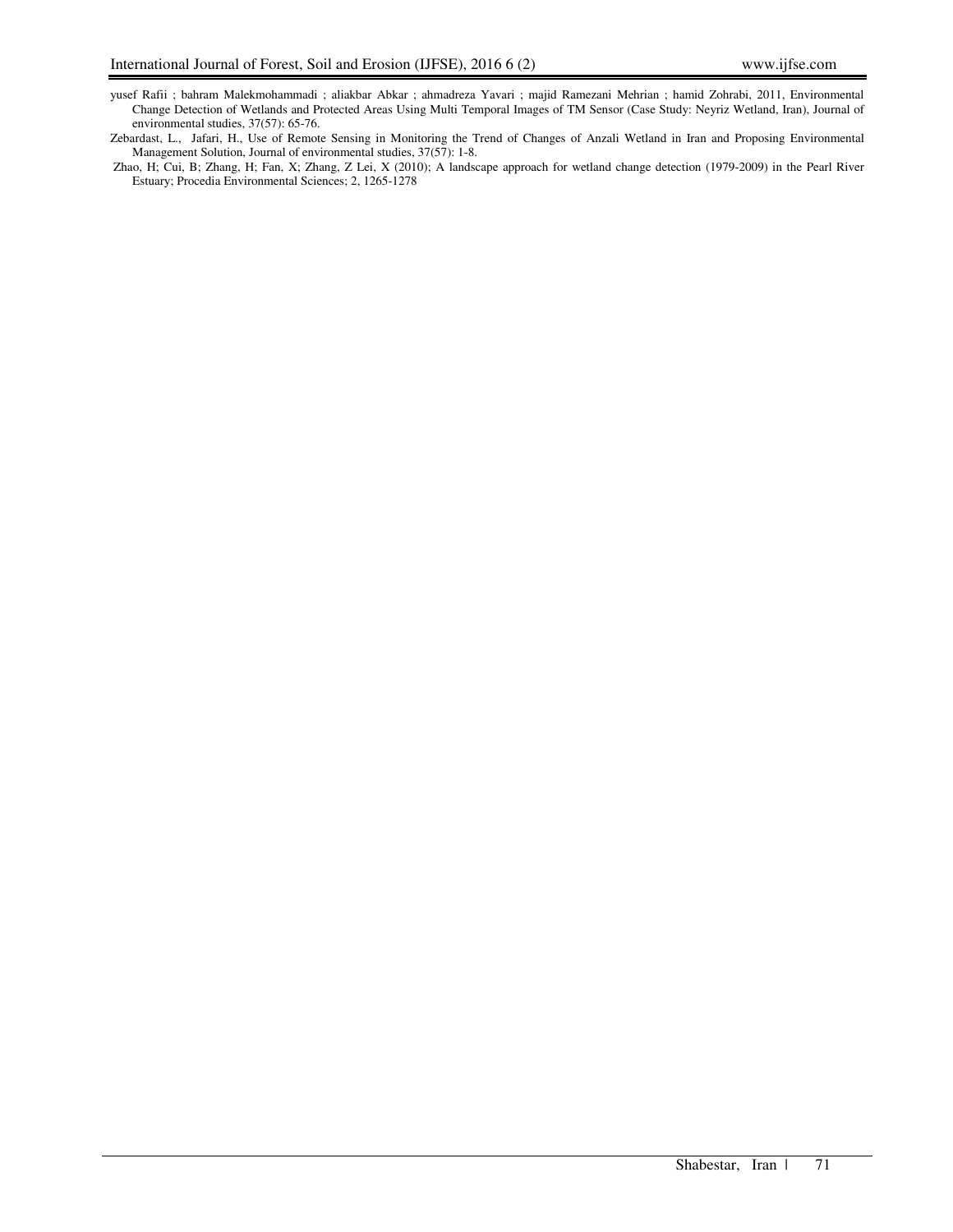yusef Rafii ; bahram Malekmohammadi ; aliakbar Abkar ; ahmadreza Yavari ; majid Ramezani Mehrian ; hamid Zohrabi, 2011, Environmental Change Detection of Wetlands and Protected Areas Using Multi Temporal Images of TM Sensor (Case Study: Neyriz Wetland, Iran), Journal of environmental studies, 37(57): 65-76.

Zebardast, L., Jafari, H., Use of Remote Sensing in Monitoring the Trend of Changes of Anzali Wetland in Iran and Proposing Environmental Management Solution, Journal of environmental studies, 37(57): 1-8.

Zhao, H; Cui, B; Zhang, H; Fan, X; Zhang, Z Lei, X (2010); A landscape approach for wetland change detection (1979-2009) in the Pearl River Estuary; Procedia Environmental Sciences; 2, 1265-1278